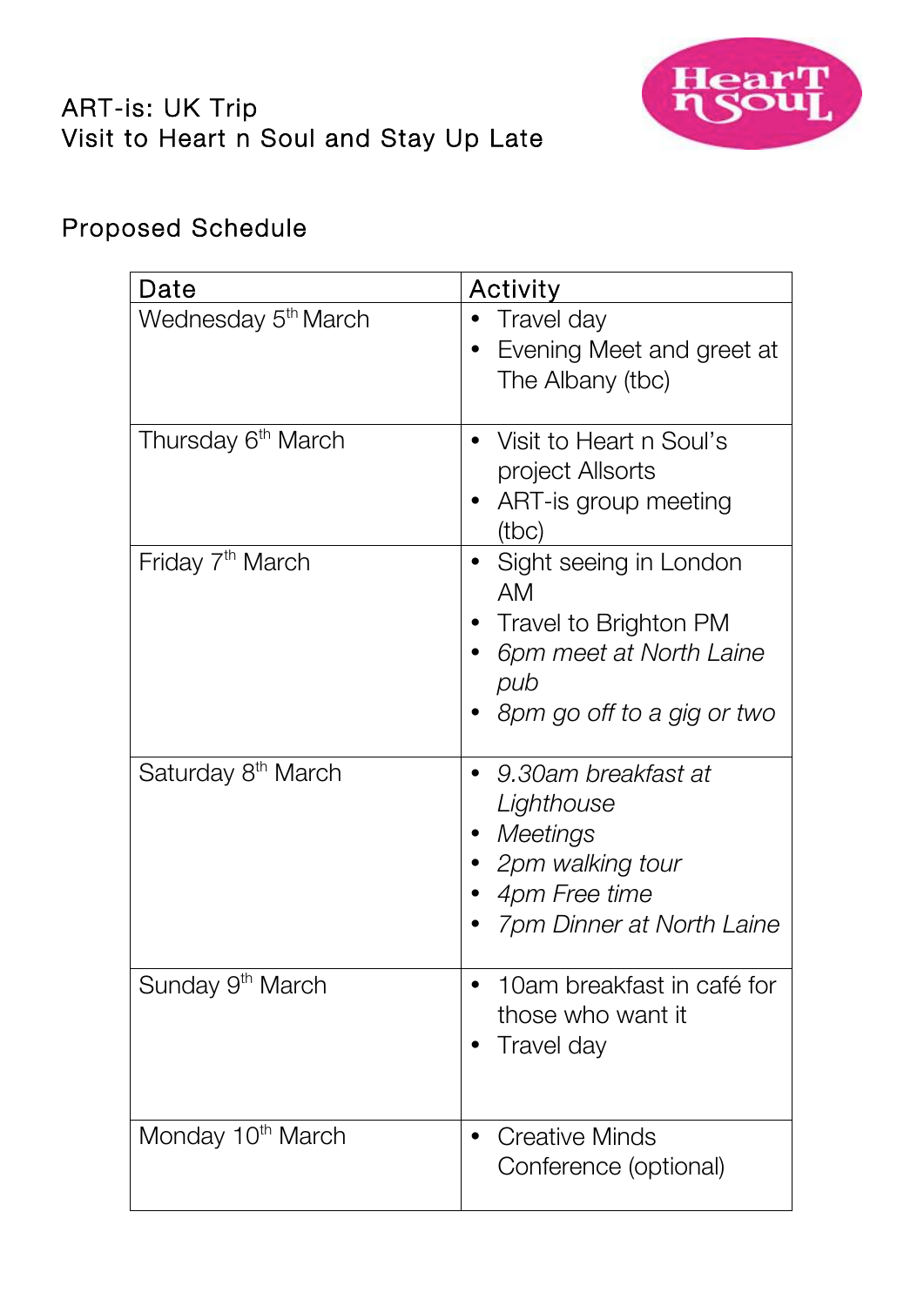ART-is: UK Trip
Visit to Heart n Soul and Stay Up Late

## Proposed Schedule

| Date | Activity |
|---|---|
| Wednesday 5th March | • Travel day<br>• Evening Meet and greet at The Albany (tbc) |
| Thursday 6th March | • Visit to Heart n Soul's project Allsorts<br>• ART-is group meeting (tbc) |
| Friday 7th March | • Sight seeing in London AM<br>• Travel to Brighton PM<br>• *6pm meet at North Laine pub*<br>• *8pm go off to a gig or two* |
| Saturday 8th March | • *9.30am breakfast at Lighthouse*<br>• *Meetings*<br>• *2pm walking tour*<br>• *4pm Free time*<br>• *7pm Dinner at North Laine* |
| Sunday 9th March | • 10am breakfast in café for those who want it<br>• Travel day |
| Monday 10th March | • Creative Minds Conference (optional) |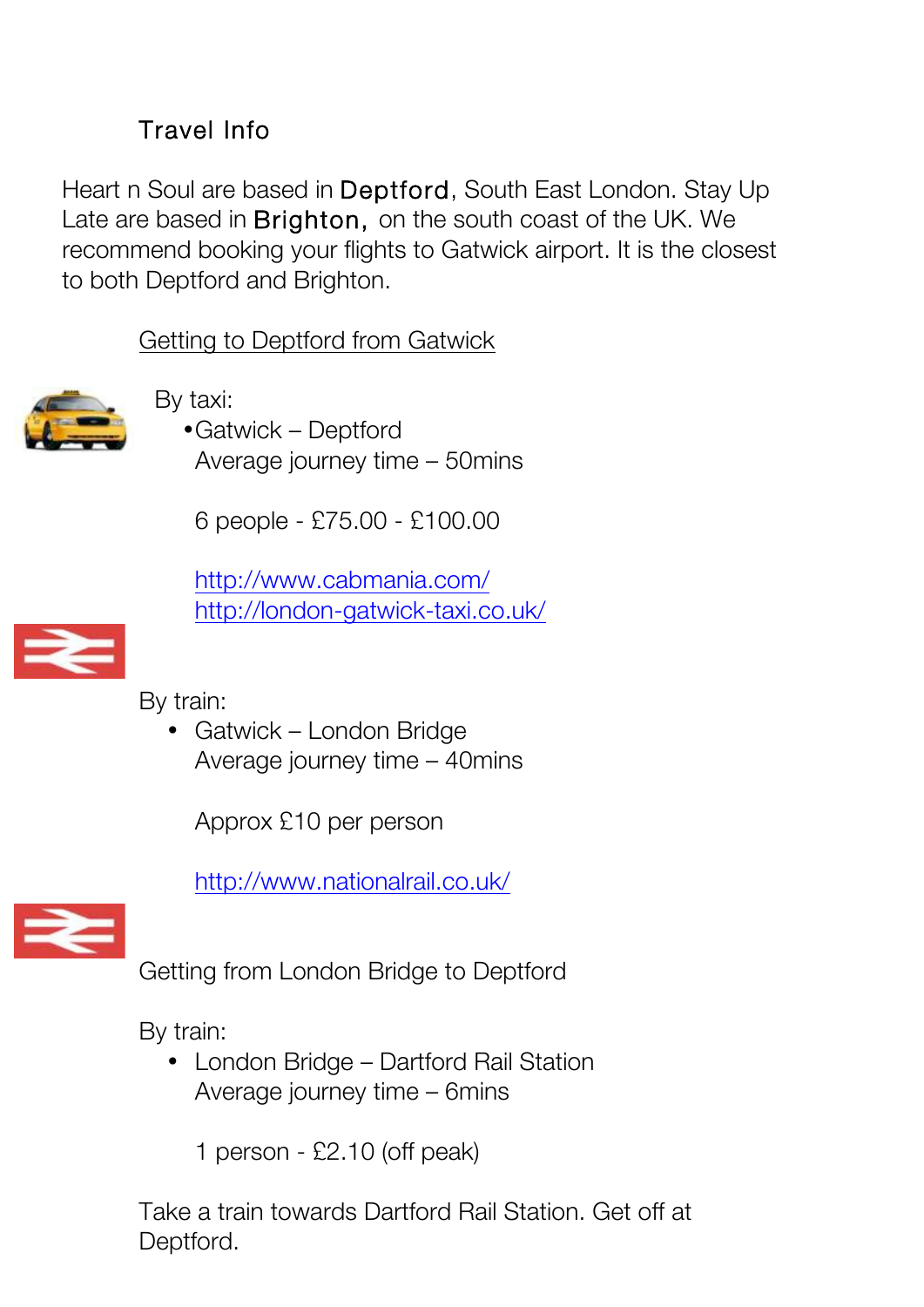## Travel Info

Heart n Soul are based in **Deptford**, South East London. Stay Up Late are based in **Brighton**, on the south coast of the UK. We recommend booking your flights to Gatwick airport. It is the closest to both Deptford and Brighton.

### Getting to Deptford from Gatwick

By taxi:

- Gatwick – Deptford
  Average journey time – 50mins

  6 people - £75.00 - £100.00

  http://www.cabmania.com/
  http://london-gatwick-taxi.co.uk/

By train:

- Gatwick – London Bridge
  Average journey time – 40mins

  Approx £10 per person

  http://www.nationalrail.co.uk/

Getting from London Bridge to Deptford

By train:

- London Bridge – Dartford Rail Station
  Average journey time – 6mins

  1 person - £2.10 (off peak)

Take a train towards Dartford Rail Station. Get off at Deptford.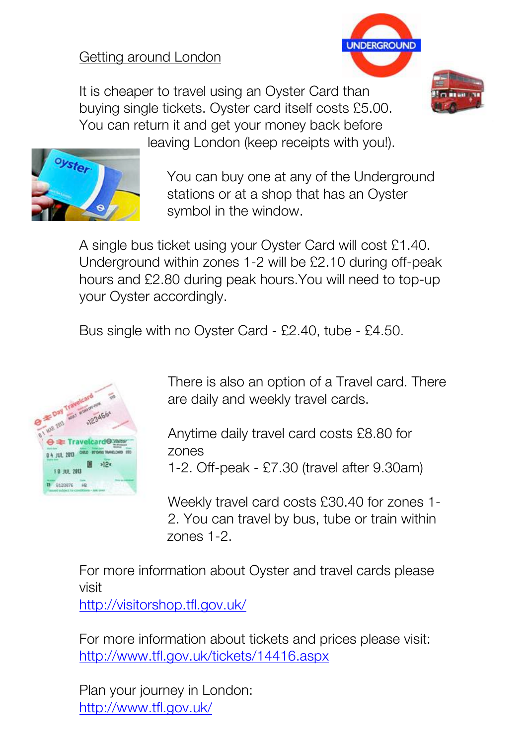## Getting around London

It is cheaper to travel using an Oyster Card than buying single tickets. Oyster card itself costs £5.00. You can return it and get your money back before leaving London (keep receipts with you!).

You can buy one at any of the Underground stations or at a shop that has an Oyster symbol in the window.

A single bus ticket using your Oyster Card will cost £1.40. Underground within zones 1-2 will be £2.10 during off-peak hours and £2.80 during peak hours.You will need to top-up your Oyster accordingly.

Bus single with no Oyster Card - £2.40, tube - £4.50.

There is also an option of a Travel card. There are daily and weekly travel cards.

Anytime daily travel card costs £8.80 for zones 1-2. Off-peak - £7.30 (travel after 9.30am)

Weekly travel card costs £30.40 for zones 1-2. You can travel by bus, tube or train within zones 1-2.

For more information about Oyster and travel cards please visit
http://visitorshop.tfl.gov.uk/

For more information about tickets and prices please visit:
http://www.tfl.gov.uk/tickets/14416.aspx

Plan your journey in London:
http://www.tfl.gov.uk/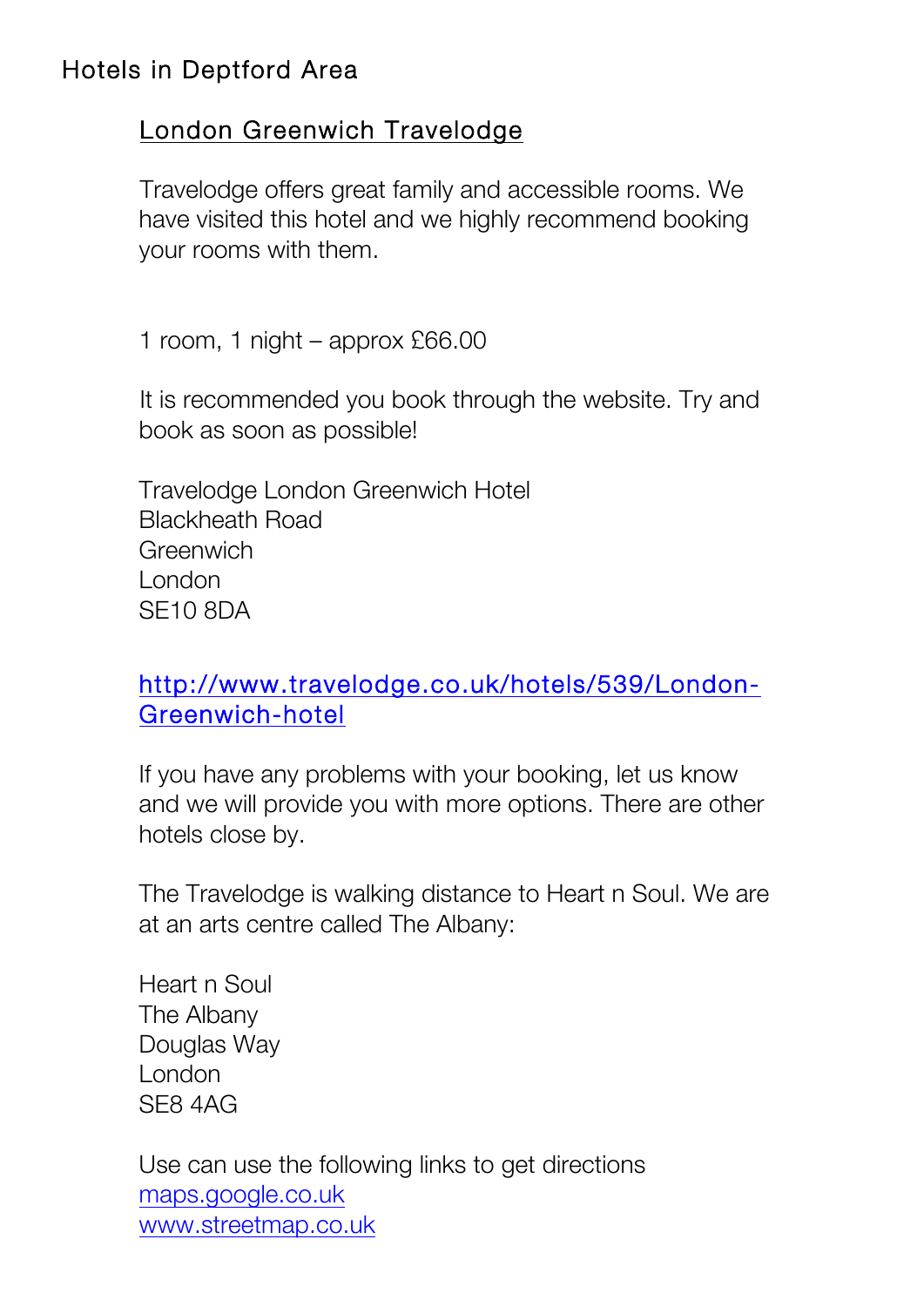# Hotels in Deptford Area

## London Greenwich Travelodge

Travelodge offers great family and accessible rooms. We have visited this hotel and we highly recommend booking your rooms with them.

1 room, 1 night – approx £66.00

It is recommended you book through the website. Try and book as soon as possible!

Travelodge London Greenwich Hotel
Blackheath Road
Greenwich
London
SE10 8DA

[http://www.travelodge.co.uk/hotels/539/London-Greenwich-hotel](http://www.travelodge.co.uk/hotels/539/London-Greenwich-hotel)

If you have any problems with your booking, let us know and we will provide you with more options. There are other hotels close by.

The Travelodge is walking distance to Heart n Soul. We are at an arts centre called The Albany:

Heart n Soul
The Albany
Douglas Way
London
SE8 4AG

Use can use the following links to get directions
[maps.google.co.uk](http://maps.google.co.uk)
[www.streetmap.co.uk](http://www.streetmap.co.uk)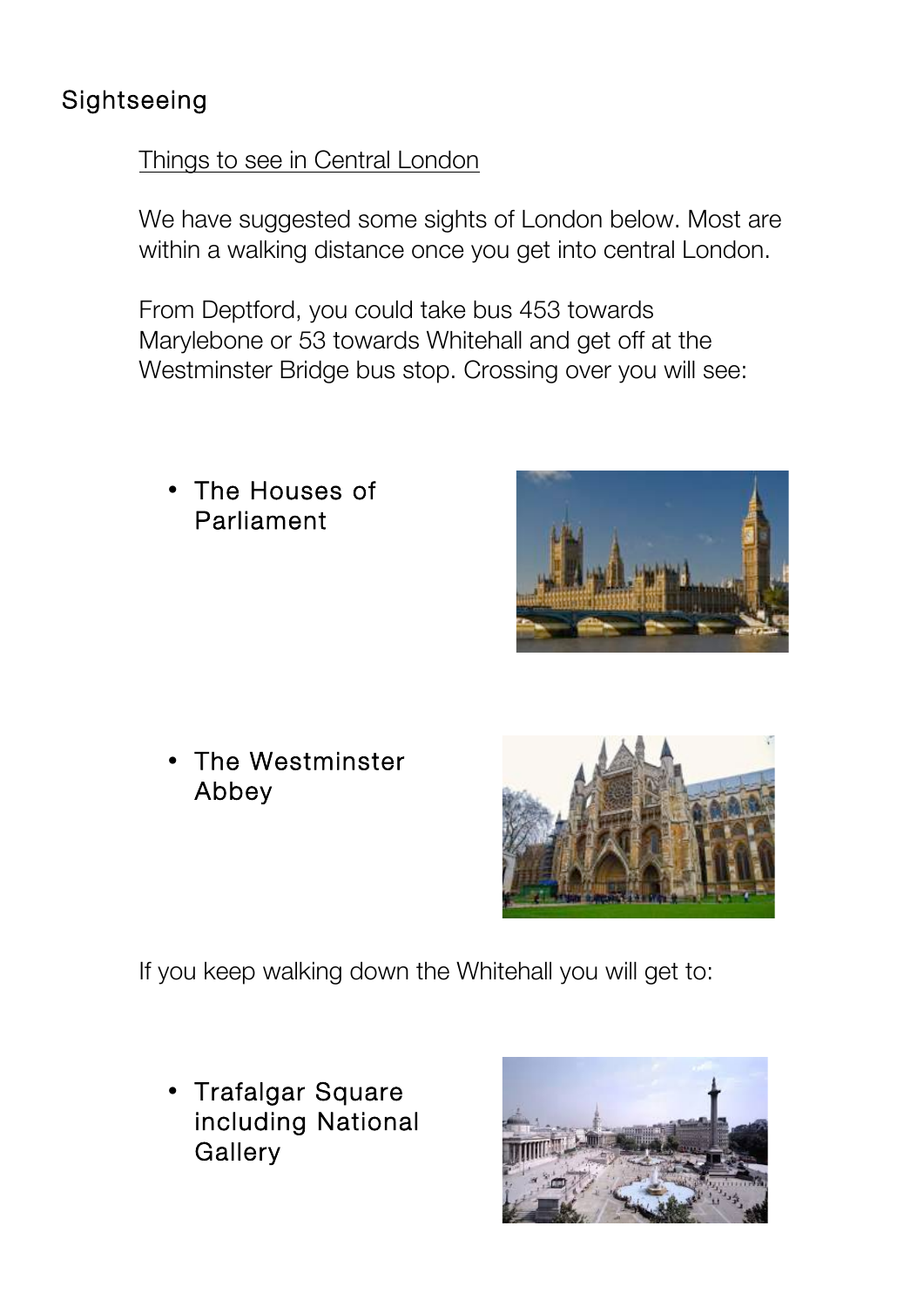# Sightseeing

## Things to see in Central London

We have suggested some sights of London below. Most are within a walking distance once you get into central London.

From Deptford, you could take bus 453 towards Marylebone or 53 towards Whitehall and get off at the Westminster Bridge bus stop. Crossing over you will see:

- The Houses of Parliament

- The Westminster Abbey

If you keep walking down the Whitehall you will get to:

- Trafalgar Square including National Gallery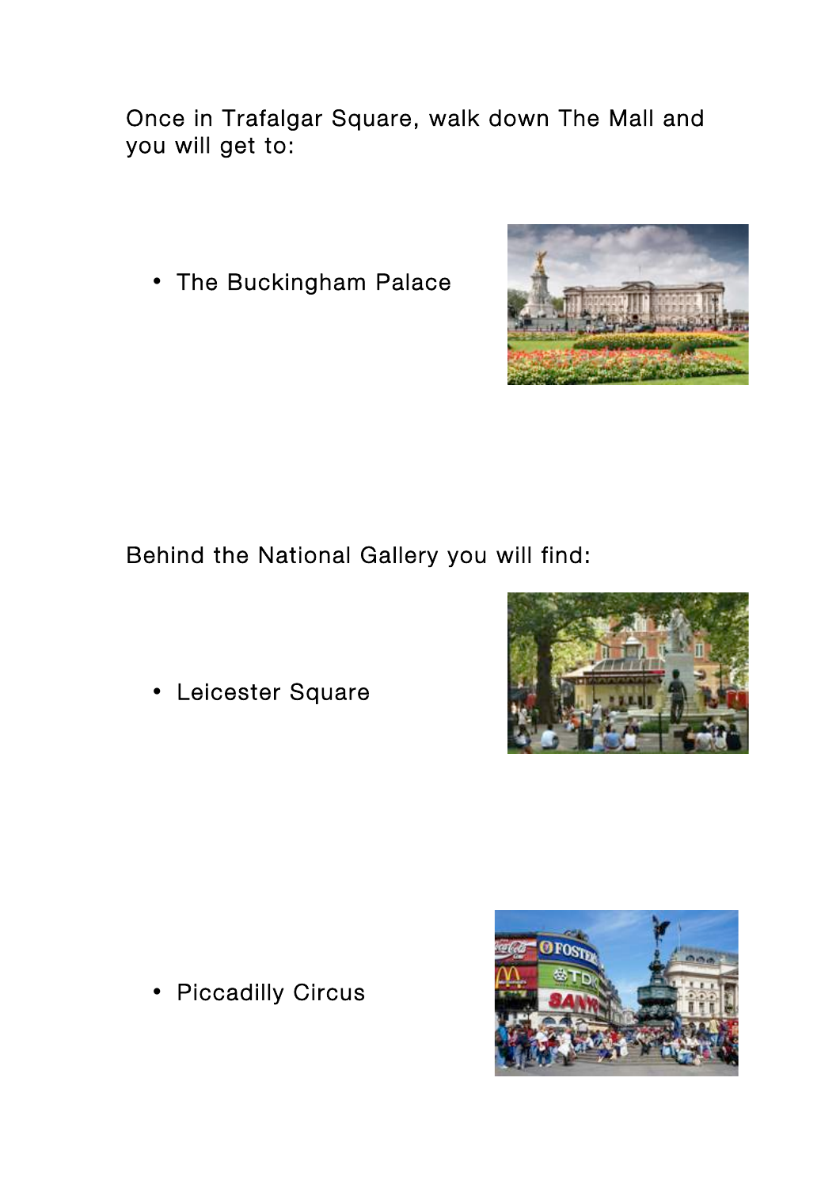Once in Trafalgar Square, walk down The Mall and you will get to:

- The Buckingham Palace

Behind the National Gallery you will find:

- Leicester Square

- Piccadilly Circus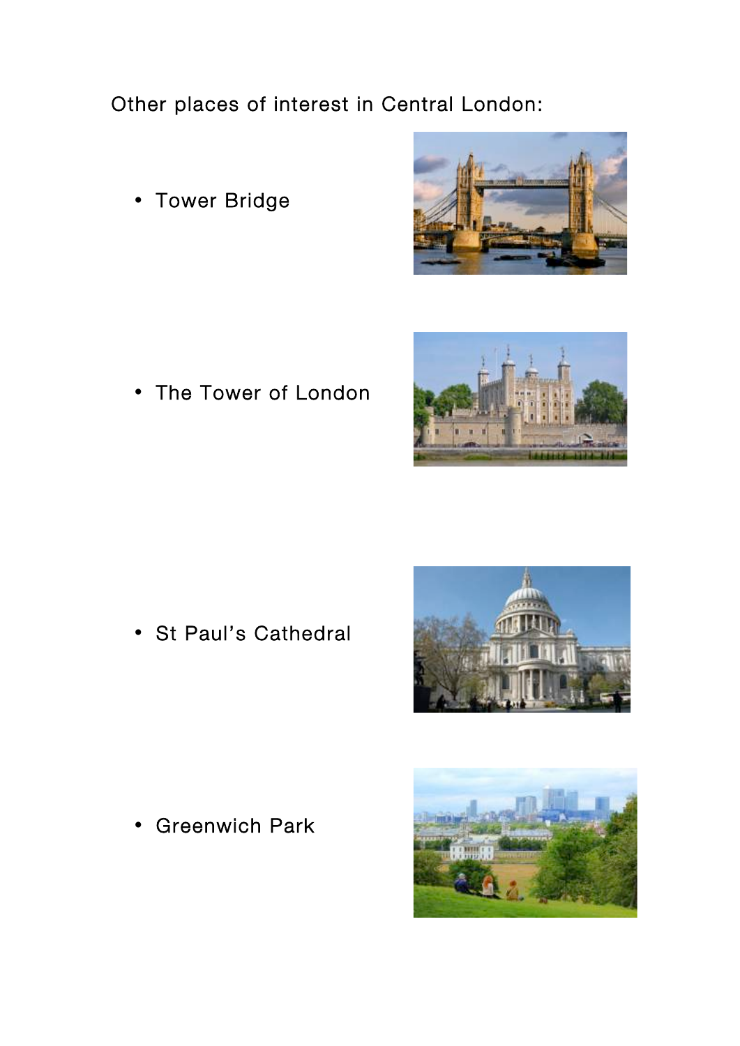Other places of interest in Central London:

- Tower Bridge
- The Tower of London
- St Paul's Cathedral
- Greenwich Park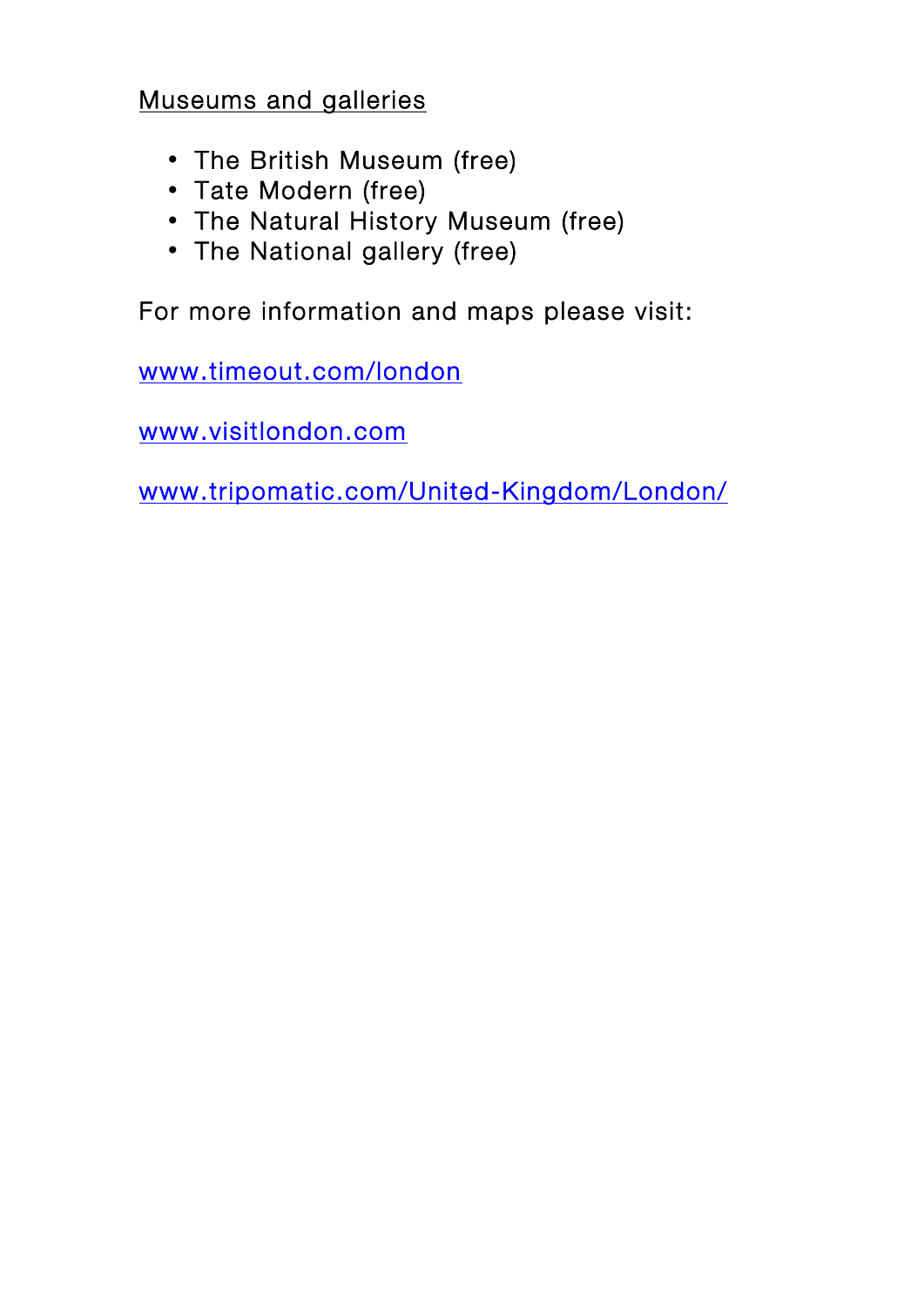Museums and galleries

- The British Museum (free)
- Tate Modern (free)
- The Natural History Museum (free)
- The National gallery (free)

For more information and maps please visit:

www.timeout.com/london

www.visitlondon.com

www.tripomatic.com/United-Kingdom/London/